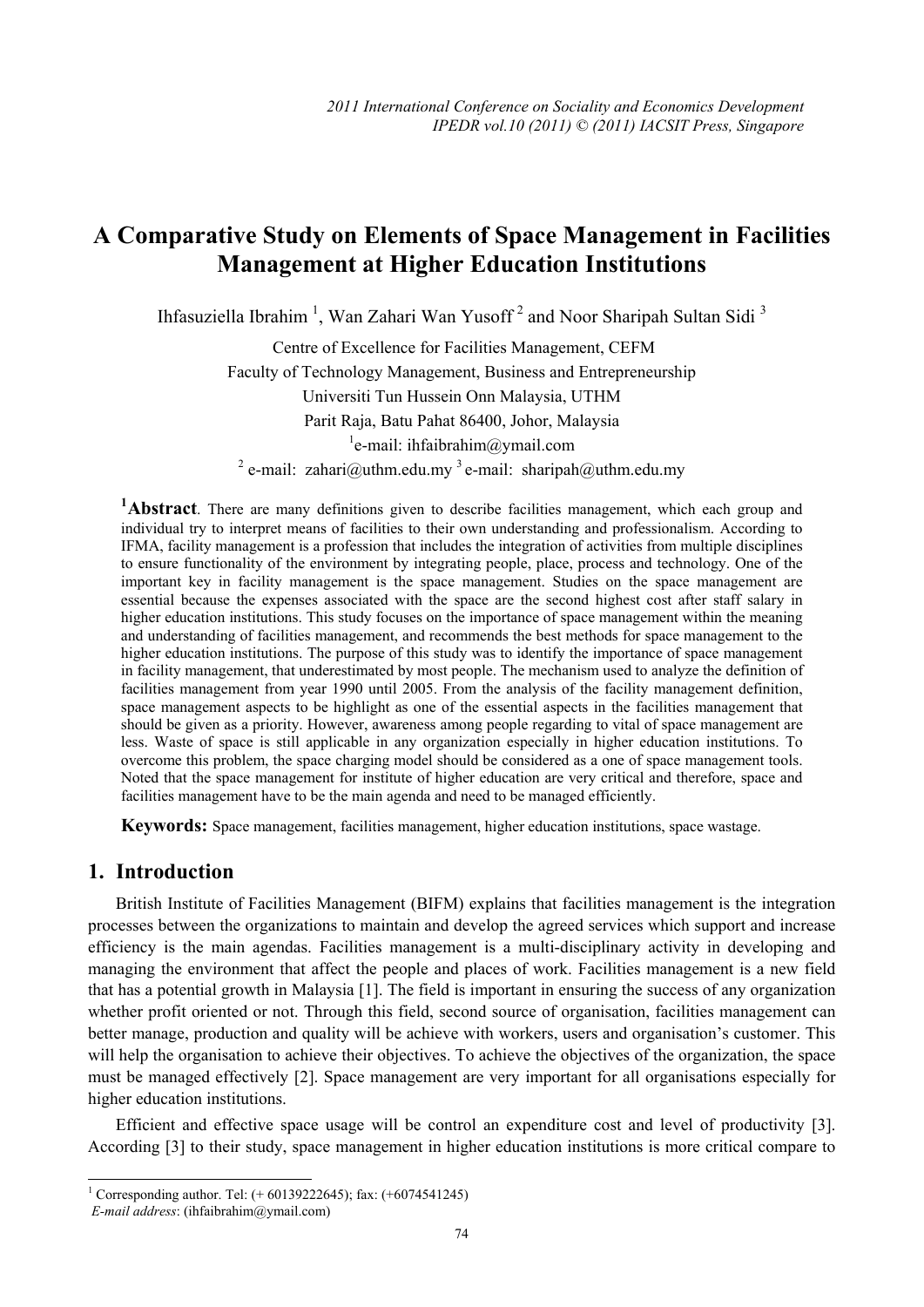# A Comparative Study on Elements of Space Management in Facilities Management at Higher Education Institutions

Ihfasuziella Ibrahim [1], Wan Zahari Wan Yusoff [2] and Noor Sharipah Sultan Sidi [3]

Centre of Excellence for Facilities Management, CEFM
Faculty of Technology Management, Business and Entrepreneurship
Universiti Tun Hussein Onn Malaysia, UTHM
Parit Raja, Batu Pahat 86400, Johor, Malaysia
[1]e-mail: ihfaibrahim@ymail.com
[2] e-mail: zahari@uthm.edu.my [3] e-mail: sharipah@uthm.edu.my

**[1]Abstract**. There are many definitions given to describe facilities management, which each group and individual try to interpret means of facilities to their own understanding and professionalism. According to IFMA, facility management is a profession that includes the integration of activities from multiple disciplines to ensure functionality of the environment by integrating people, place, process and technology. One of the important key in facility management is the space management. Studies on the space management are essential because the expenses associated with the space are the second highest cost after staff salary in higher education institutions. This study focuses on the importance of space management within the meaning and understanding of facilities management, and recommends the best methods for space management to the higher education institutions. The purpose of this study was to identify the importance of space management in facility management, that underestimated by most people. The mechanism used to analyze the definition of facilities management from year 1990 until 2005. From the analysis of the facility management definition, space management aspects to be highlight as one of the essential aspects in the facilities management that should be given as a priority. However, awareness among people regarding to vital of space management are less. Waste of space is still applicable in any organization especially in higher education institutions. To overcome this problem, the space charging model should be considered as a one of space management tools. Noted that the space management for institute of higher education are very critical and therefore, space and facilities management have to be the main agenda and need to be managed efficiently.

**Keywords:** Space management, facilities management, higher education institutions, space wastage.

## 1. Introduction

British Institute of Facilities Management (BIFM) explains that facilities management is the integration processes between the organizations to maintain and develop the agreed services which support and increase efficiency is the main agendas. Facilities management is a multi-disciplinary activity in developing and managing the environment that affect the people and places of work. Facilities management is a new field that has a potential growth in Malaysia [1]. The field is important in ensuring the success of any organization whether profit oriented or not. Through this field, second source of organisation, facilities management can better manage, production and quality will be achieve with workers, users and organisation's customer. This will help the organisation to achieve their objectives. To achieve the objectives of the organization, the space must be managed effectively [2]. Space management are very important for all organisations especially for higher education institutions.

Efficient and effective space usage will be control an expenditure cost and level of productivity [3]. According [3] to their study, space management in higher education institutions is more critical compare to

[1] Corresponding author. Tel: (+ 60139222645); fax: (+6074541245)
*E-mail address*: (ihfaibrahim@ymail.com)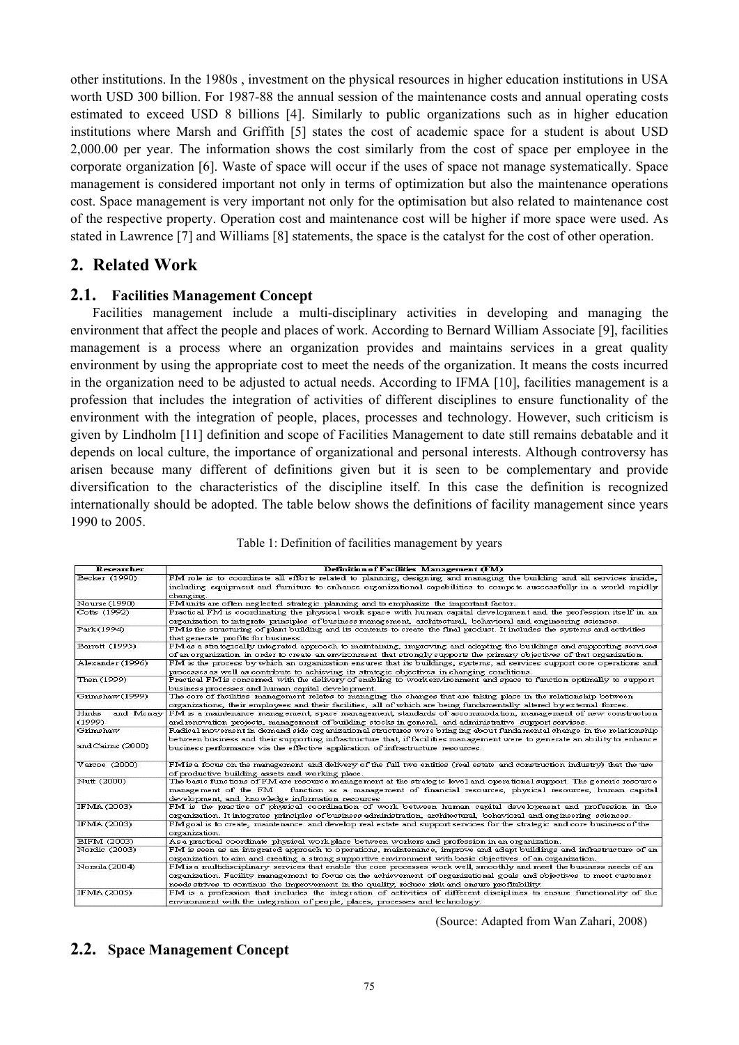other institutions. In the 1980s , investment on the physical resources in higher education institutions in USA worth USD 300 billion. For 1987-88 the annual session of the maintenance costs and annual operating costs estimated to exceed USD 8 billions [4]. Similarly to public organizations such as in higher education institutions where Marsh and Griffith [5] states the cost of academic space for a student is about USD 2,000.00 per year. The information shows the cost similarly from the cost of space per employee in the corporate organization [6]. Waste of space will occur if the uses of space not manage systematically. Space management is considered important not only in terms of optimization but also the maintenance operations cost. Space management is very important not only for the optimisation but also related to maintenance cost of the respective property. Operation cost and maintenance cost will be higher if more space were used. As stated in Lawrence [7] and Williams [8] statements, the space is the catalyst for the cost of other operation.

## 2. Related Work

### 2.1. Facilities Management Concept

Facilities management include a multi-disciplinary activities in developing and managing the environment that affect the people and places of work. According to Bernard William Associate [9], facilities management is a process where an organization provides and maintains services in a great quality environment by using the appropriate cost to meet the needs of the organization. It means the costs incurred in the organization need to be adjusted to actual needs. According to IFMA [10], facilities management is a profession that includes the integration of activities of different disciplines to ensure functionality of the environment with the integration of people, places, processes and technology. However, such criticism is given by Lindholm [11] definition and scope of Facilities Management to date still remains debatable and it depends on local culture, the importance of organizational and personal interests. Although controversy has arisen because many different of definitions given but it is seen to be complementary and provide diversification to the characteristics of the discipline itself. In this case the definition is recognized internationally should be adopted. The table below shows the definitions of facility management since years 1990 to 2005.

Table 1: Definition of facilities management by years

| Researcher | Definition of Facilities Management (FM) |
|---|---|
| Becker (1990) | FM role is to coordinate all efforts related to planning, designing and managing the building and all services inside, including equipment and furniture to enhance organizational capabilities to compete successfully in a world rapidly changing. |
| Nourse (1990) | FM units are often neglected strategic planning and to emphasize the important factor. |
| Cotts (1992) | Practical FM is coordinating the physical work space with human capital development and the profession itself in an organization to integrate principles of business management, architectural, behavioral and engineering sciences. |
| Park (1994) | FM is the structuring of plant building and its contents to create the final product. It includes the systems and activities that generate profits for business. |
| Barrett (1995) | FM as a strategically integrated approach to maintaining, improving and adapting the buildings and supporting services of an organization in order to create an environment that strongly supports the primary objectives of that organization. |
| Alexander (1996) | FM is the process by which an organization ensures that its buildings, systems, ad services support core operations and processes as well as contribute to achieving its strategic objectives in changing conditions. |
| Then (1999) | Practical FM is concerned with the delivery of enabling to work environment and space to function optimally to support business processes and human capital development. |
| Grimshaw (1999) | The core of facilities management relates to managing the changes that are taking place in the relationship between organizations, their employees and their facilities, all of which are being fundamentally altered by external forces. |
| Hinks and Mcnay (1999) | FM is a maintenance management, space management, standards of accommodation, management of new construction and renovation projects, management of building stocks in general, and administrative support services. |
| Grimshaw and Cairns (2000) | Radical movement in demand side organizational structures were bringing about fundamental change in the relationship between business and their supporting infrastructure that, if facilities management were to generate an ability to enhance business performance via the effective application of infrastructure resources. |
| Varcoe (2000) | FM is a focus on the management and delivery of the full two entities (real estate and construction industry) that the use of productive building assets and working place. |
| Nutt (2000) | The basic functions of FM are resource management at the strategic level and operational support. The generic resource management of the FM function as a management of financial resources, physical resources, human capital development, and knowledge information resources. |
| IFMA (2003) | FM is the practice of physical coordination of work between human capital development and profession in the organization. It integrates principles of business administration, architectural, behavioral and engineering sciences. |
| IFMA (2003) | FM goal is to create, maintenance and develop real estate and support services for the strategic and core business of the organization. |
| BIFM (2003) | As a practical coordinate physical work place between workers and profession in an organization. |
| Nordic (2003) | FM is seen as an integrated approach to operations, maintenance, improve and adapt buildings and infrastructure of an organization to aim and creating a strong supportive environment with basic objectives of an organization. |
| Norsila (2004) | FM is a multidisciplinary services that enable the core processes work well, smoothly and meet the business needs of an organization. Facility management to focus on the achievement of organizational goals and objectives to meet customer needs strives to continue the improvement in the quality, reduce risk and ensure profitability. |
| IFMA (2005) | FM is a profession that includes the integration of activities of different disciplines to ensure functionality of the environment with the integration of people, places, processes and technology. |

(Source: Adapted from Wan Zahari, 2008)

### 2.2. Space Management Concept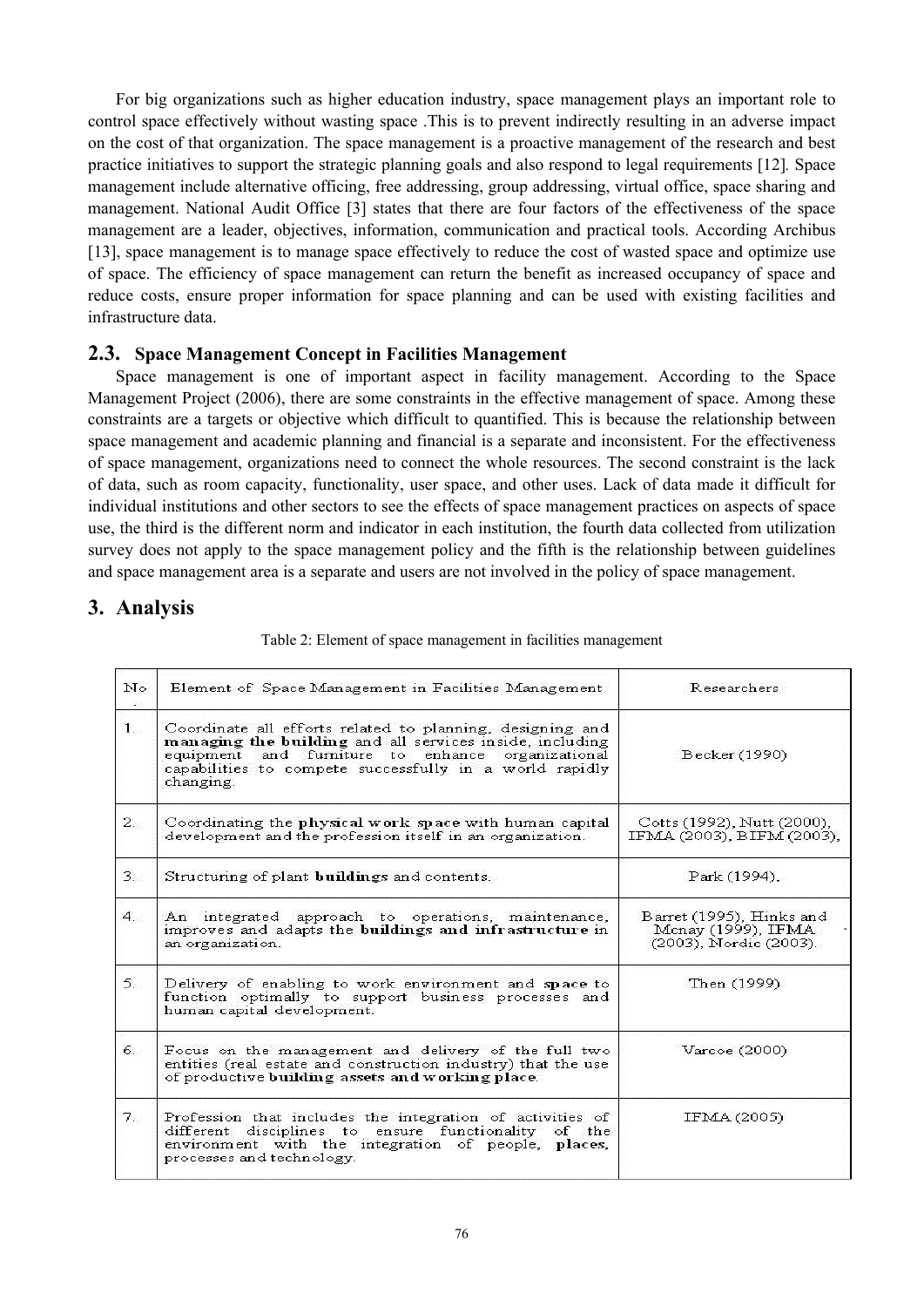For big organizations such as higher education industry, space management plays an important role to control space effectively without wasting space .This is to prevent indirectly resulting in an adverse impact on the cost of that organization. The space management is a proactive management of the research and best practice initiatives to support the strategic planning goals and also respond to legal requirements [12]. Space management include alternative officing, free addressing, group addressing, virtual office, space sharing and management. National Audit Office [3] states that there are four factors of the effectiveness of the space management are a leader, objectives, information, communication and practical tools. According Archibus [13], space management is to manage space effectively to reduce the cost of wasted space and optimize use of space. The efficiency of space management can return the benefit as increased occupancy of space and reduce costs, ensure proper information for space planning and can be used with existing facilities and infrastructure data.

## 2.3. Space Management Concept in Facilities Management

Space management is one of important aspect in facility management. According to the Space Management Project (2006), there are some constraints in the effective management of space. Among these constraints are a targets or objective which difficult to quantified. This is because the relationship between space management and academic planning and financial is a separate and inconsistent. For the effectiveness of space management, organizations need to connect the whole resources. The second constraint is the lack of data, such as room capacity, functionality, user space, and other uses. Lack of data made it difficult for individual institutions and other sectors to see the effects of space management practices on aspects of space use, the third is the different norm and indicator in each institution, the fourth data collected from utilization survey does not apply to the space management policy and the fifth is the relationship between guidelines and space management area is a separate and users are not involved in the policy of space management.

# 3. Analysis

Table 2: Element of space management in facilities management

| No. | Element of Space Management in Facilities Management | Researchers |
|---|---|---|
| 1. | Coordinate all efforts related to planning, designing and **managing the building** and all services inside, including equipment and furniture to enhance organizational capabilities to compete successfully in a world rapidly changing. | Becker (1990) |
| 2. | Coordinating the **physical work space** with human capital development and the profession itself in an organization. | Cotts (1992), Nutt (2000), IFMA (2003), BIFM (2003), |
| 3. | Structuring of plant **buildings** and contents. | Park (1994). |
| 4. | An integrated approach to operations, maintenance, improves and adapts the **buildings and infrastructure** in an organization. | Barret (1995), Hinks and Mcnay (1999), IFMA (2003), Nordic (2003). |
| 5. | Delivery of enabling to work environment and **space** to function optimally to support business processes and human capital development. | Then (1999) |
| 6. | Focus on the management and delivery of the full two entities (real estate and construction industry) that the use of productive **building assets and working place**. | Varcoe (2000) |
| 7. | Profession that includes the integration of activities of different disciplines to ensure functionality of the environment with the integration of people, **places**, processes and technology. | IFMA (2005) |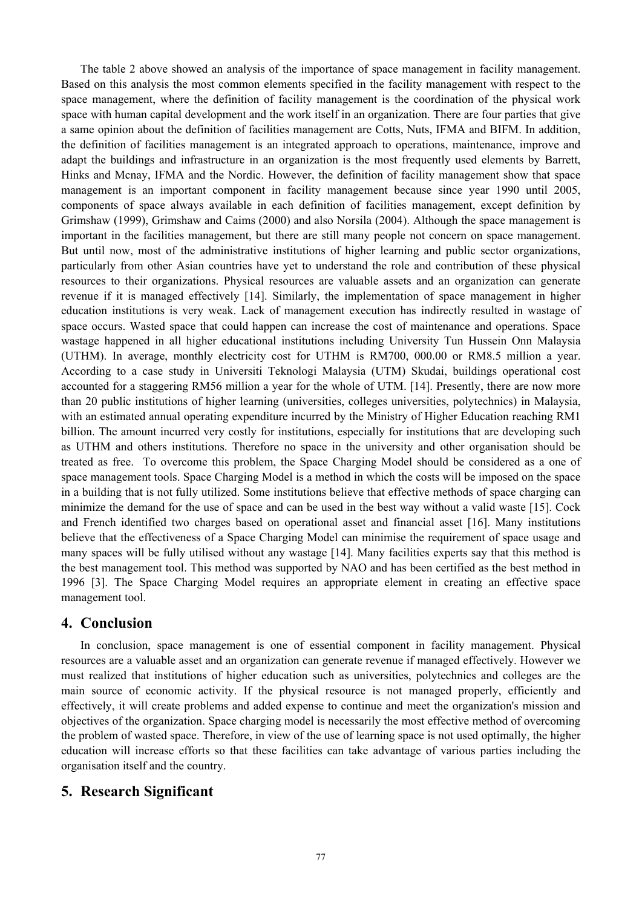The table 2 above showed an analysis of the importance of space management in facility management. Based on this analysis the most common elements specified in the facility management with respect to the space management, where the definition of facility management is the coordination of the physical work space with human capital development and the work itself in an organization. There are four parties that give a same opinion about the definition of facilities management are Cotts, Nuts, IFMA and BIFM. In addition, the definition of facilities management is an integrated approach to operations, maintenance, improve and adapt the buildings and infrastructure in an organization is the most frequently used elements by Barrett, Hinks and Mcnay, IFMA and the Nordic. However, the definition of facility management show that space management is an important component in facility management because since year 1990 until 2005, components of space always available in each definition of facilities management, except definition by Grimshaw (1999), Grimshaw and Caims (2000) and also Norsila (2004). Although the space management is important in the facilities management, but there are still many people not concern on space management. But until now, most of the administrative institutions of higher learning and public sector organizations, particularly from other Asian countries have yet to understand the role and contribution of these physical resources to their organizations. Physical resources are valuable assets and an organization can generate revenue if it is managed effectively [14]. Similarly, the implementation of space management in higher education institutions is very weak. Lack of management execution has indirectly resulted in wastage of space occurs. Wasted space that could happen can increase the cost of maintenance and operations. Space wastage happened in all higher educational institutions including University Tun Hussein Onn Malaysia (UTHM). In average, monthly electricity cost for UTHM is RM700, 000.00 or RM8.5 million a year. According to a case study in Universiti Teknologi Malaysia (UTM) Skudai, buildings operational cost accounted for a staggering RM56 million a year for the whole of UTM. [14]. Presently, there are now more than 20 public institutions of higher learning (universities, colleges universities, polytechnics) in Malaysia, with an estimated annual operating expenditure incurred by the Ministry of Higher Education reaching RM1 billion. The amount incurred very costly for institutions, especially for institutions that are developing such as UTHM and others institutions. Therefore no space in the university and other organisation should be treated as free. To overcome this problem, the Space Charging Model should be considered as a one of space management tools. Space Charging Model is a method in which the costs will be imposed on the space in a building that is not fully utilized. Some institutions believe that effective methods of space charging can minimize the demand for the use of space and can be used in the best way without a valid waste [15]. Cock and French identified two charges based on operational asset and financial asset [16]. Many institutions believe that the effectiveness of a Space Charging Model can minimise the requirement of space usage and many spaces will be fully utilised without any wastage [14]. Many facilities experts say that this method is the best management tool. This method was supported by NAO and has been certified as the best method in 1996 [3]. The Space Charging Model requires an appropriate element in creating an effective space management tool.

## 4. Conclusion

In conclusion, space management is one of essential component in facility management. Physical resources are a valuable asset and an organization can generate revenue if managed effectively. However we must realized that institutions of higher education such as universities, polytechnics and colleges are the main source of economic activity. If the physical resource is not managed properly, efficiently and effectively, it will create problems and added expense to continue and meet the organization's mission and objectives of the organization. Space charging model is necessarily the most effective method of overcoming the problem of wasted space. Therefore, in view of the use of learning space is not used optimally, the higher education will increase efforts so that these facilities can take advantage of various parties including the organisation itself and the country.

## 5. Research Significant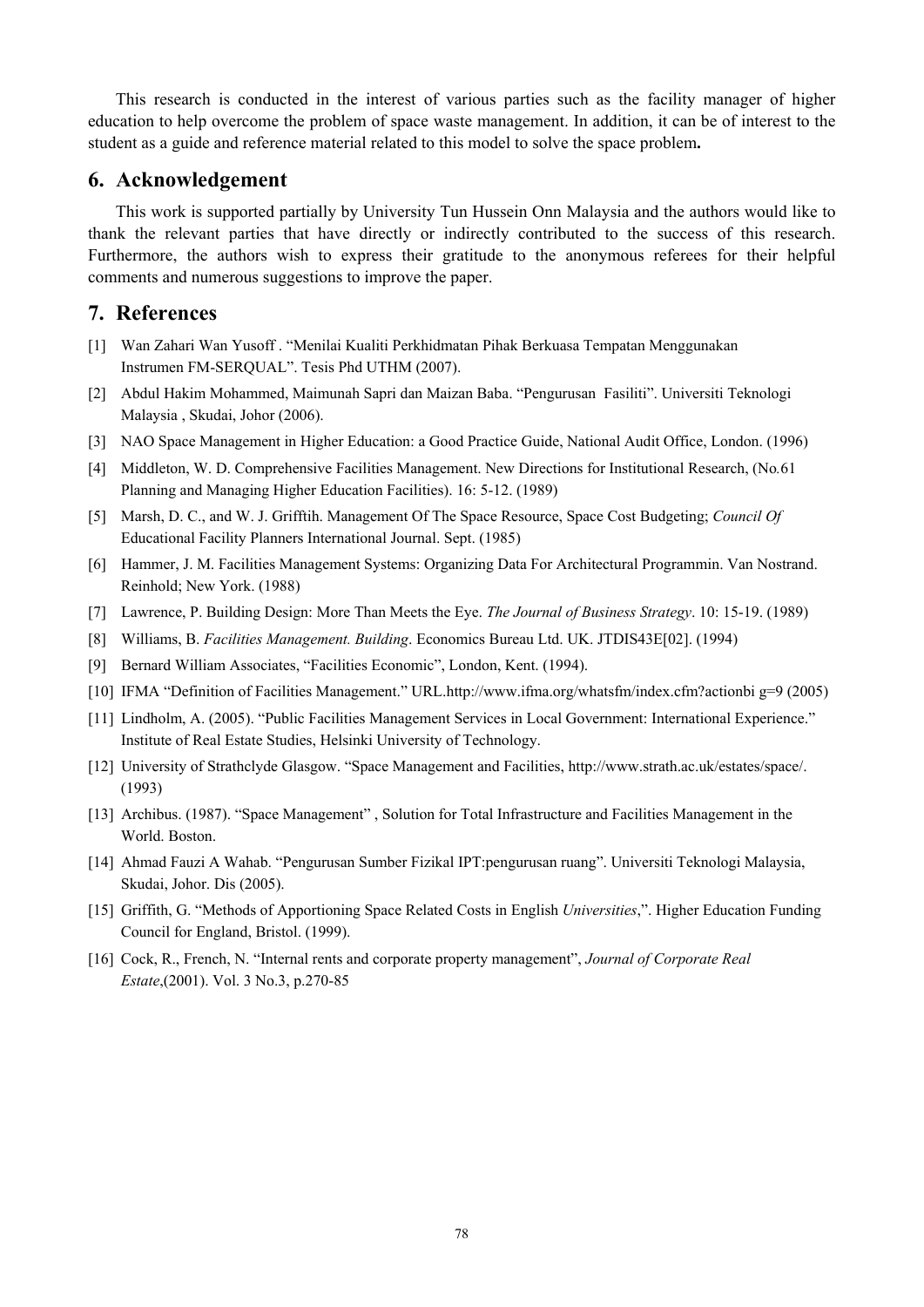This research is conducted in the interest of various parties such as the facility manager of higher education to help overcome the problem of space waste management. In addition, it can be of interest to the student as a guide and reference material related to this model to solve the space problem**.**

## 6. Acknowledgement

This work is supported partially by University Tun Hussein Onn Malaysia and the authors would like to thank the relevant parties that have directly or indirectly contributed to the success of this research. Furthermore, the authors wish to express their gratitude to the anonymous referees for their helpful comments and numerous suggestions to improve the paper.

## 7. References

[1] Wan Zahari Wan Yusoff . "Menilai Kualiti Perkhidmatan Pihak Berkuasa Tempatan Menggunakan Instrumen FM-SERQUAL". Tesis Phd UTHM (2007).

[2] Abdul Hakim Mohammed, Maimunah Sapri dan Maizan Baba. "Pengurusan Fasiliti". Universiti Teknologi Malaysia , Skudai, Johor (2006).

[3] NAO Space Management in Higher Education: a Good Practice Guide, National Audit Office, London. (1996)

[4] Middleton, W. D. Comprehensive Facilities Management. New Directions for Institutional Research, (No.61 Planning and Managing Higher Education Facilities). 16: 5-12. (1989)

[5] Marsh, D. C., and W. J. Grifftih. Management Of The Space Resource, Space Cost Budgeting; *Council Of* Educational Facility Planners International Journal. Sept. (1985)

[6] Hammer, J. M. Facilities Management Systems: Organizing Data For Architectural Programmin. Van Nostrand. Reinhold; New York. (1988)

[7] Lawrence, P. Building Design: More Than Meets the Eye. *The Journal of Business Strategy*. 10: 15-19. (1989)

[8] Williams, B. *Facilities Management. Building*. Economics Bureau Ltd. UK. JTDIS43E[02]. (1994)

[9] Bernard William Associates, "Facilities Economic", London, Kent. (1994).

[10] IFMA "Definition of Facilities Management." URL.http://www.ifma.org/whatsfm/index.cfm?actionbi g=9 (2005)

[11] Lindholm, A. (2005). "Public Facilities Management Services in Local Government: International Experience." Institute of Real Estate Studies, Helsinki University of Technology.

[12] University of Strathclyde Glasgow. "Space Management and Facilities, http://www.strath.ac.uk/estates/space/. (1993)

[13] Archibus. (1987). "Space Management" , Solution for Total Infrastructure and Facilities Management in the World. Boston.

[14] Ahmad Fauzi A Wahab. "Pengurusan Sumber Fizikal IPT:pengurusan ruang". Universiti Teknologi Malaysia, Skudai, Johor. Dis (2005).

[15] Griffith, G. "Methods of Apportioning Space Related Costs in English *Universities*,". Higher Education Funding Council for England, Bristol. (1999).

[16] Cock, R., French, N. "Internal rents and corporate property management", *Journal of Corporate Real Estate*,(2001). Vol. 3 No.3, p.270-85